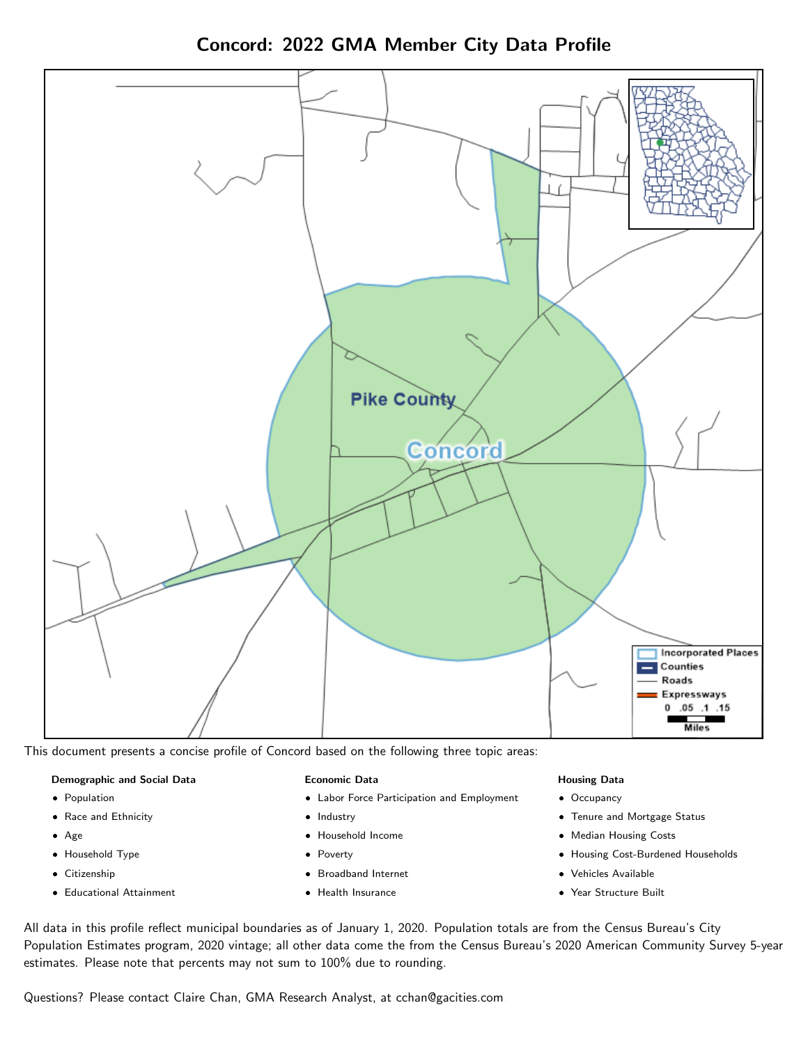# Concord: 2022 GMA Member City Data Profile

This document presents a concise profile of Concord based on the following three topic areas:

**Demographic and Social Data**

- Population
- Race and Ethnicity
- Age
- Household Type
- Citizenship
- Educational Attainment

**Economic Data**

- Labor Force Participation and Employment
- Industry
- Household Income
- Poverty
- Broadband Internet
- Health Insurance

**Housing Data**

- Occupancy
- Tenure and Mortgage Status
- Median Housing Costs
- Housing Cost-Burdened Households
- Vehicles Available
- Year Structure Built

All data in this profile reflect municipal boundaries as of January 1, 2020. Population totals are from the Census Bureau's City Population Estimates program, 2020 vintage; all other data come the from the Census Bureau's 2020 American Community Survey 5-year estimates. Please note that percents may not sum to 100% due to rounding.

Questions? Please contact Claire Chan, GMA Research Analyst, at cchan@gacities.com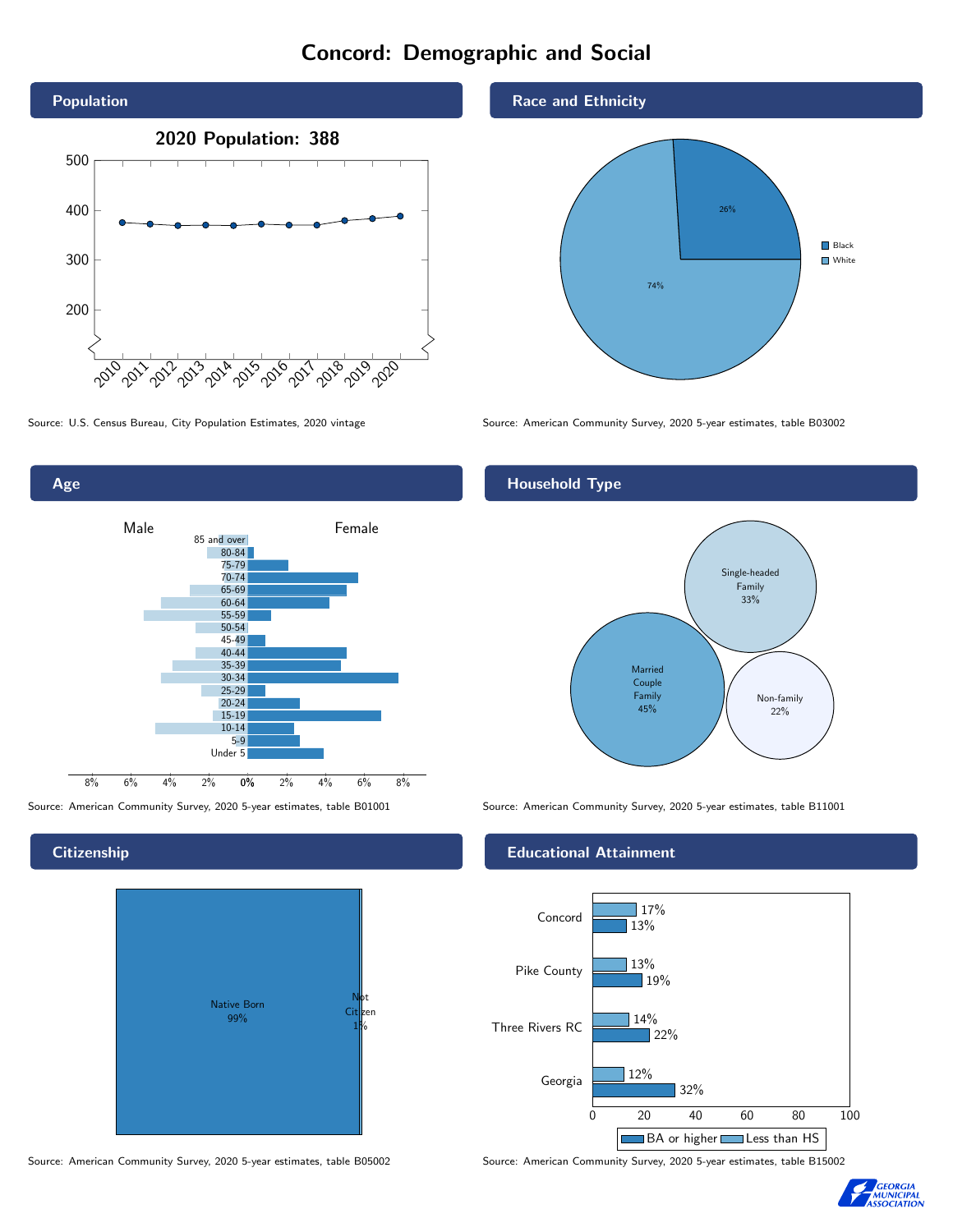# Concord: Demographic and Social

## Population

**2020 Population: 388**

Source: U.S. Census Bureau, City Population Estimates, 2020 vintage

## Race and Ethnicity

| Race | Percent |
|---|---|
| Black | 26% |
| White | 74% |

Source: American Community Survey, 2020 5-year estimates, table B03002

## Age

Male / Female

Age groups: 85 and over, 80-84, 75-79, 70-74, 65-69, 60-64, 55-59, 50-54, 45-49, 40-44, 35-39, 30-34, 25-29, 20-24, 15-19, 10-14, 5-9, Under 5

Source: American Community Survey, 2020 5-year estimates, table B01001

## Household Type

| Household Type | Percent |
|---|---|
| Married Couple Family | 45% |
| Single-headed Family | 33% |
| Non-family | 22% |

Source: American Community Survey, 2020 5-year estimates, table B11001

## Citizenship

| Citizenship | Percent |
|---|---|
| Native Born | 99% |
| Not Citizen | 1% |

Source: American Community Survey, 2020 5-year estimates, table B05002

## Educational Attainment

| Area | Less than HS | BA or higher |
|---|---|---|
| Concord | 17% | 13% |
| Pike County | 13% | 19% |
| Three Rivers RC | 14% | 22% |
| Georgia | 12% | 32% |

Source: American Community Survey, 2020 5-year estimates, table B15002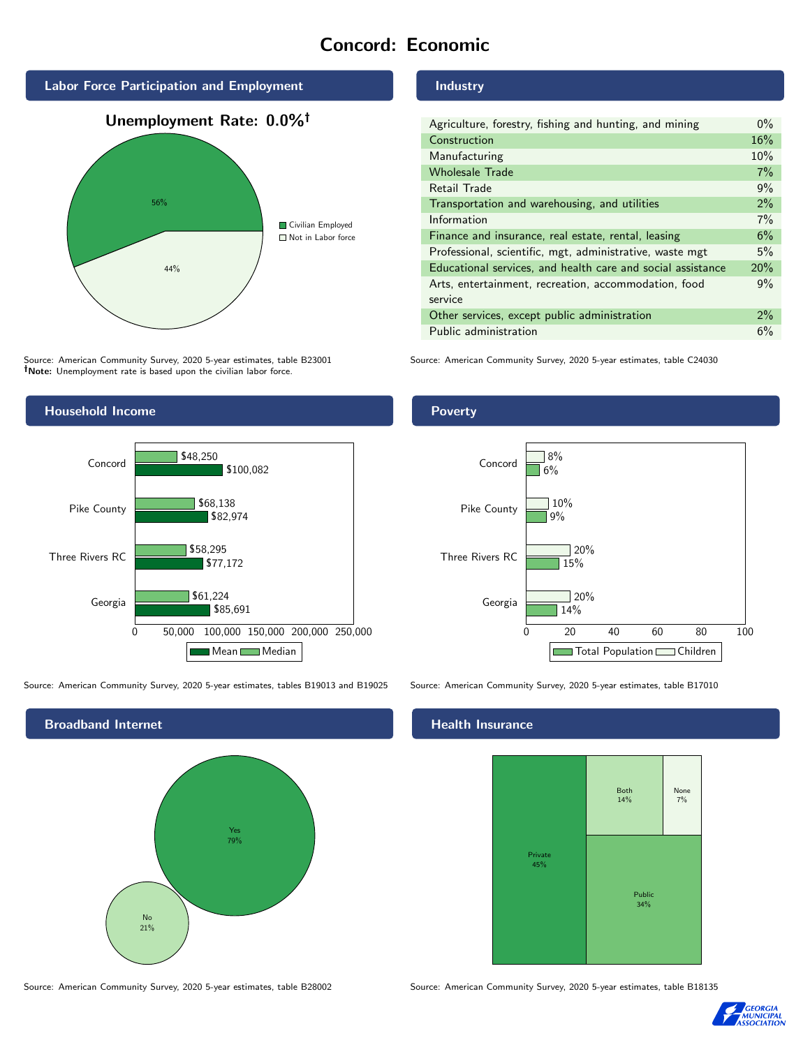# Concord: Economic

## Labor Force Participation and Employment

**Unemployment Rate: 0.0%†**

| Category | Percent |
|---|---|
| Civilian Employed | 56% |
| Not in Labor force | 44% |

Source: American Community Survey, 2020 5-year estimates, table B23001
†Note: Unemployment rate is based upon the civilian labor force.

## Industry

| Industry | Percent |
|---|---|
| Agriculture, forestry, fishing and hunting, and mining | 0% |
| Construction | 16% |
| Manufacturing | 10% |
| Wholesale Trade | 7% |
| Retail Trade | 9% |
| Transportation and warehousing, and utilities | 2% |
| Information | 7% |
| Finance and insurance, real estate, rental, leasing | 6% |
| Professional, scientific, mgt, administrative, waste mgt | 5% |
| Educational services, and health care and social assistance | 20% |
| Arts, entertainment, recreation, accommodation, food service | 9% |
| Other services, except public administration | 2% |
| Public administration | 6% |

Source: American Community Survey, 2020 5-year estimates, table C24030

## Household Income

| Area | Median | Mean |
|---|---|---|
| Concord | $48,250 | $100,082 |
| Pike County | $68,138 | $82,974 |
| Three Rivers RC | $58,295 | $77,172 |
| Georgia | $61,224 | $85,691 |

Source: American Community Survey, 2020 5-year estimates, tables B19013 and B19025

## Poverty

| Area | Children | Total Population |
|---|---|---|
| Concord | 8% | 6% |
| Pike County | 10% | 9% |
| Three Rivers RC | 20% | 15% |
| Georgia | 20% | 14% |

Source: American Community Survey, 2020 5-year estimates, table B17010

## Broadband Internet

| Response | Percent |
|---|---|
| Yes | 79% |
| No | 21% |

Source: American Community Survey, 2020 5-year estimates, table B28002

## Health Insurance

| Type | Percent |
|---|---|
| Private | 45% |
| Public | 34% |
| Both | 14% |
| None | 7% |

Source: American Community Survey, 2020 5-year estimates, table B18135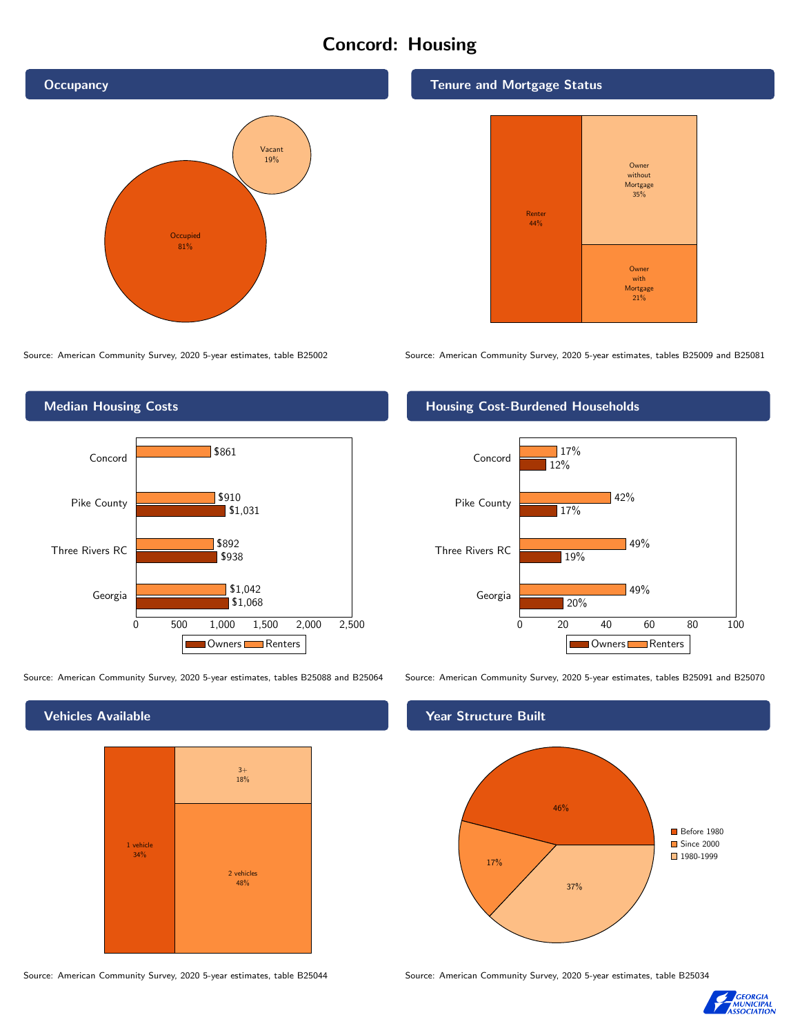# Concord: Housing

## Occupancy

Vacant
19%

Occupied
81%

Source: American Community Survey, 2020 5-year estimates, table B25002

## Tenure and Mortgage Status

Renter
44%

Owner
without
Mortgage
35%

Owner
with
Mortgage
21%

Source: American Community Survey, 2020 5-year estimates, tables B25009 and B25081

## Median Housing Costs

Concord
$861

Pike County
$910
$1,031

Three Rivers RC
$892
$938

Georgia
$1,042
$1,068

0 500 1,000 1,500 2,000 2,500

Owners Renters

Source: American Community Survey, 2020 5-year estimates, tables B25088 and B25064

## Housing Cost-Burdened Households

Concord
17%
12%

Pike County
42%
17%

Three Rivers RC
49%
19%

Georgia
49%
20%

0 20 40 60 80 100

Owners Renters

Source: American Community Survey, 2020 5-year estimates, tables B25091 and B25070

## Vehicles Available

1 vehicle
34%

3+
18%

2 vehicles
48%

Source: American Community Survey, 2020 5-year estimates, table B25044

## Year Structure Built

46%

17%

37%

Before 1980
Since 2000
1980-1999

Source: American Community Survey, 2020 5-year estimates, table B25034

GEORGIA MUNICIPAL ASSOCIATION